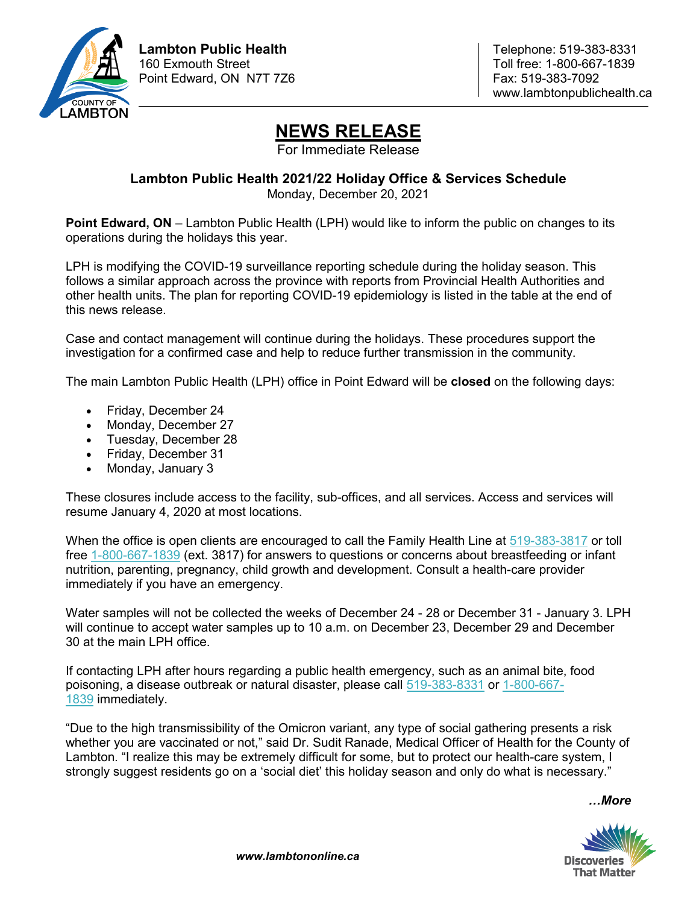**Lambton Public Health**
160 Exmouth Street
Point Edward, ON N7T 7Z6

Telephone: 519-383-8331
Toll free: 1-800-667-1839
Fax: 519-383-7092
www.lambtonpublichealth.ca

# NEWS RELEASE

For Immediate Release

## Lambton Public Health 2021/22 Holiday Office & Services Schedule

Monday, December 20, 2021

**Point Edward, ON** – Lambton Public Health (LPH) would like to inform the public on changes to its operations during the holidays this year.

LPH is modifying the COVID-19 surveillance reporting schedule during the holiday season. This follows a similar approach across the province with reports from Provincial Health Authorities and other health units. The plan for reporting COVID-19 epidemiology is listed in the table at the end of this news release.

Case and contact management will continue during the holidays. These procedures support the investigation for a confirmed case and help to reduce further transmission in the community.

The main Lambton Public Health (LPH) office in Point Edward will be **closed** on the following days:

- Friday, December 24
- Monday, December 27
- Tuesday, December 28
- Friday, December 31
- Monday, January 3

These closures include access to the facility, sub-offices, and all services. Access and services will resume January 4, 2020 at most locations.

When the office is open clients are encouraged to call the Family Health Line at 519-383-3817 or toll free 1-800-667-1839 (ext. 3817) for answers to questions or concerns about breastfeeding or infant nutrition, parenting, pregnancy, child growth and development. Consult a health-care provider immediately if you have an emergency.

Water samples will not be collected the weeks of December 24 - 28 or December 31 - January 3. LPH will continue to accept water samples up to 10 a.m. on December 23, December 29 and December 30 at the main LPH office.

If contacting LPH after hours regarding a public health emergency, such as an animal bite, food poisoning, a disease outbreak or natural disaster, please call 519-383-8331 or 1-800-667-1839 immediately.

"Due to the high transmissibility of the Omicron variant, any type of social gathering presents a risk whether you are vaccinated or not," said Dr. Sudit Ranade, Medical Officer of Health for the County of Lambton. "I realize this may be extremely difficult for some, but to protect our health-care system, I strongly suggest residents go on a 'social diet' this holiday season and only do what is necessary."

***…More***

***www.lambtononline.ca***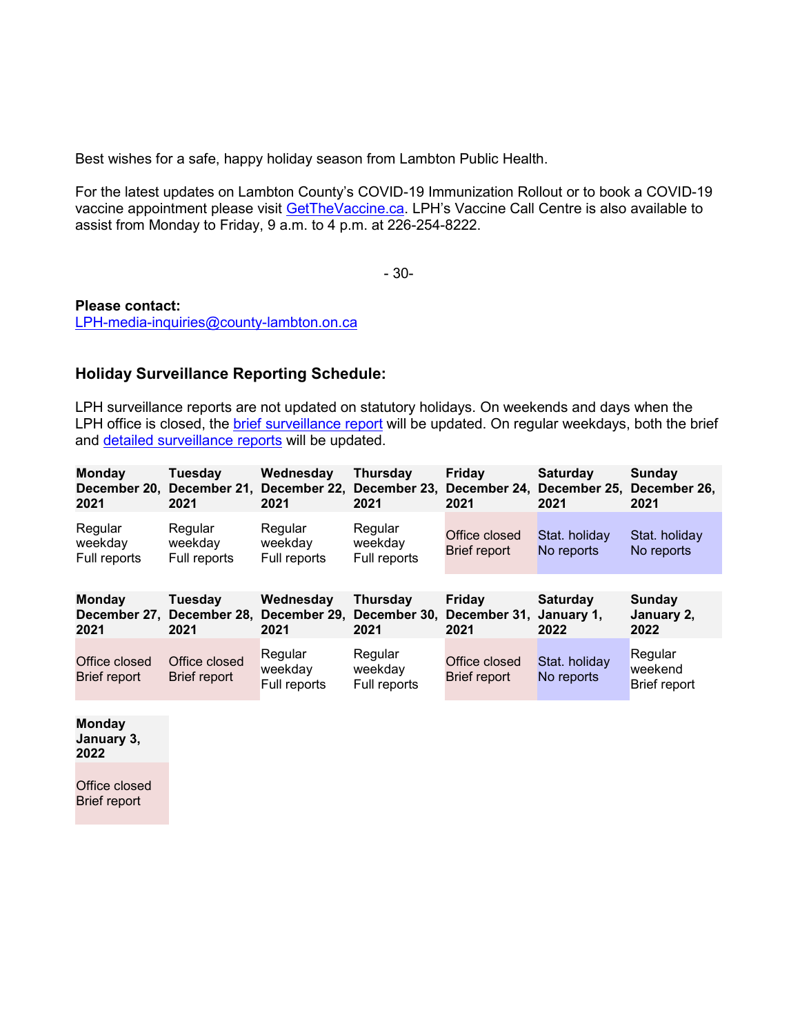Best wishes for a safe, happy holiday season from Lambton Public Health.

For the latest updates on Lambton County's COVID-19 Immunization Rollout or to book a COVID-19 vaccine appointment please visit GetTheVaccine.ca. LPH's Vaccine Call Centre is also available to assist from Monday to Friday, 9 a.m. to 4 p.m. at 226-254-8222.

- 30-

**Please contact:**
LPH-media-inquiries@county-lambton.on.ca

### Holiday Surveillance Reporting Schedule:

LPH surveillance reports are not updated on statutory holidays. On weekends and days when the LPH office is closed, the brief surveillance report will be updated. On regular weekdays, both the brief and detailed surveillance reports will be updated.

| Monday December 20, 2021 | Tuesday December 21, 2021 | Wednesday December 22, 2021 | Thursday December 23, 2021 | Friday December 24, 2021 | Saturday December 25, 2021 | Sunday December 26, 2021 |
|---|---|---|---|---|---|---|
| Regular weekday Full reports | Regular weekday Full reports | Regular weekday Full reports | Regular weekday Full reports | Office closed Brief report | Stat. holiday No reports | Stat. holiday No reports |

| Monday December 27, 2021 | Tuesday December 28, 2021 | Wednesday December 29, 2021 | Thursday December 30, 2021 | Friday December 31, 2021 | Saturday January 1, 2022 | Sunday January 2, 2022 |
|---|---|---|---|---|---|---|
| Office closed Brief report | Office closed Brief report | Regular weekday Full reports | Regular weekday Full reports | Office closed Brief report | Stat. holiday No reports | Regular weekend Brief report |

| Monday January 3, 2022 |
|---|
| Office closed Brief report |